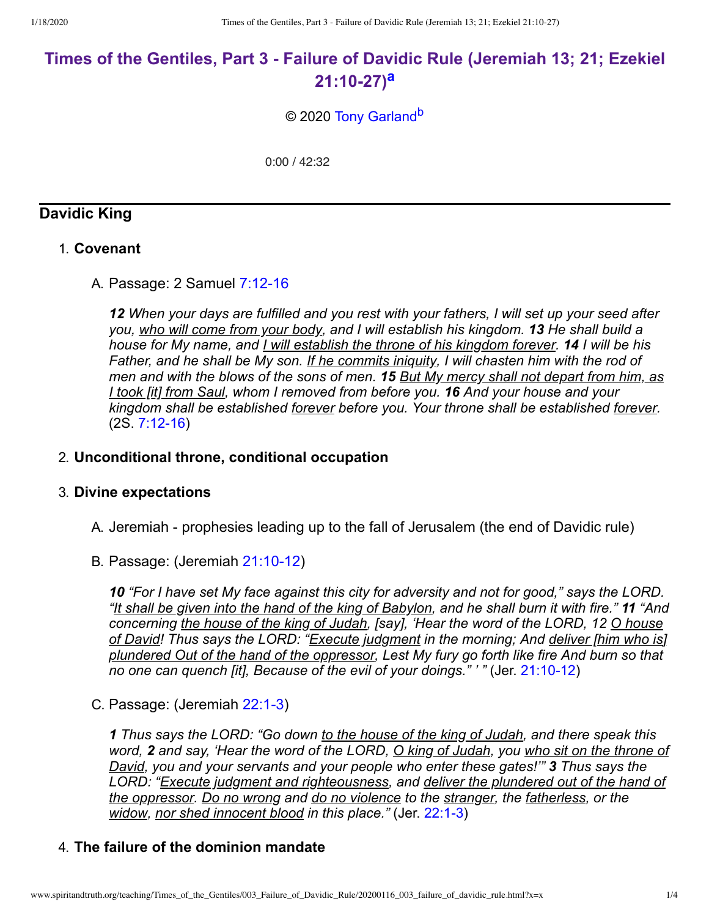# Times of the Gentiles, Part 3 - Failure of Davidic Rule (Jeremiah 13; 21; Ezekiel 21:10-27)[a]

© 2020 Tony Garland[b]

0:00 / 42:32

---

## Davidic King

1. **Covenant**

   A. Passage: 2 Samuel 7:12-16

   ***12*** *When your days are fulfilled and you rest with your fathers, I will set up your seed after you, who will come from your body, and I will establish his kingdom.* ***13*** *He shall build a house for My name, and I will establish the throne of his kingdom forever.* ***14*** *I will be his Father, and he shall be My son. If he commits iniquity, I will chasten him with the rod of men and with the blows of the sons of men.* ***15*** *But My mercy shall not depart from him, as I took [it] from Saul, whom I removed from before you.* ***16*** *And your house and your kingdom shall be established forever before you. Your throne shall be established forever.* (2S. 7:12-16)

2. **Unconditional throne, conditional occupation**

3. **Divine expectations**

   A. Jeremiah - prophesies leading up to the fall of Jerusalem (the end of Davidic rule)

   B. Passage: (Jeremiah 21:10-12)

   ***10*** *"For I have set My face against this city for adversity and not for good," says the LORD. "It shall be given into the hand of the king of Babylon, and he shall burn it with fire."* ***11*** *"And concerning the house of the king of Judah, [say], 'Hear the word of the LORD, 12 O house of David! Thus says the LORD: "Execute judgment in the morning; And deliver [him who is] plundered Out of the hand of the oppressor, Lest My fury go forth like fire And burn so that no one can quench [it], Because of the evil of your doings." ' "* (Jer. 21:10-12)

   C. Passage: (Jeremiah 22:1-3)

   ***1*** *Thus says the LORD: "Go down to the house of the king of Judah, and there speak this word,* ***2*** *and say, 'Hear the word of the LORD, O king of Judah, you who sit on the throne of David, you and your servants and your people who enter these gates!'"* ***3*** *Thus says the LORD: "Execute judgment and righteousness, and deliver the plundered out of the hand of the oppressor. Do no wrong and do no violence to the stranger, the fatherless, or the widow, nor shed innocent blood in this place."* (Jer. 22:1-3)

4. **The failure of the dominion mandate**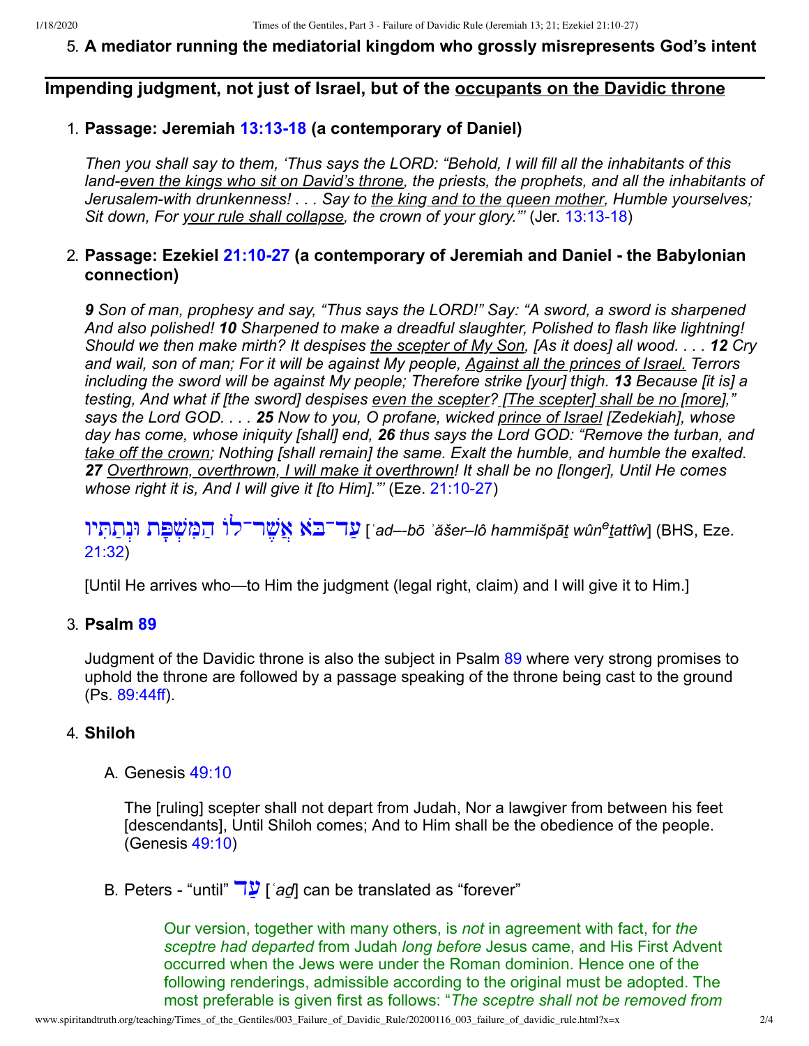5. **A mediator running the mediatorial kingdom who grossly misrepresents God's intent**

---

## Impending judgment, not just of Israel, but of the occupants on the Davidic throne

1. **Passage: Jeremiah 13:13-18 (a contemporary of Daniel)**

   *Then you shall say to them, 'Thus says the LORD: "Behold, I will fill all the inhabitants of this land-even the kings who sit on David's throne, the priests, the prophets, and all the inhabitants of Jerusalem-with drunkenness! . . . Say to the king and to the queen mother, Humble yourselves; Sit down, For your rule shall collapse, the crown of your glory."'* (Jer. 13:13-18)

2. **Passage: Ezekiel 21:10-27 (a contemporary of Jeremiah and Daniel - the Babylonian connection)**

   ***9*** *Son of man, prophesy and say, "Thus says the LORD!" Say: "A sword, a sword is sharpened And also polished!* ***10*** *Sharpened to make a dreadful slaughter, Polished to flash like lightning! Should we then make mirth? It despises the scepter of My Son, [As it does] all wood. . . .* ***12*** *Cry and wail, son of man; For it will be against My people, Against all the princes of Israel. Terrors including the sword will be against My people; Therefore strike [your] thigh.* ***13*** *Because [it is] a testing, And what if [the sword] despises even the scepter? [The scepter] shall be no [more]," says the Lord GOD. . . .* ***25*** *Now to you, O profane, wicked prince of Israel [Zedekiah], whose day has come, whose iniquity [shall] end,* ***26*** *thus says the Lord GOD: "Remove the turban, and take off the crown; Nothing [shall remain] the same. Exalt the humble, and humble the exalted.* ***27*** *Overthrown, overthrown, I will make it overthrown! It shall be no [longer], Until He comes whose right it is, And I will give it [to Him]."'* (Eze. 21:10-27)

   עַד־בֹּא אֲשֶׁר־לוֹ הַמִּשְׁפָּט וּנְתַתִּיו [*ʿad–-bō ʾăšer–lô hammišpāṯ wûn^e^ṯattîw*] (BHS, Eze. 21:32)

   [Until He arrives who—to Him the judgment (legal right, claim) and I will give it to Him.]

3. **Psalm 89**

   Judgment of the Davidic throne is also the subject in Psalm 89 where very strong promises to uphold the throne are followed by a passage speaking of the throne being cast to the ground (Ps. 89:44ff).

4. **Shiloh**

   A. Genesis 49:10

      The [ruling] scepter shall not depart from Judah, Nor a lawgiver from between his feet [descendants], Until Shiloh comes; And to Him shall be the obedience of the people. (Genesis 49:10)

   B. Peters - "until" עַד [*ʿaḏ*] can be translated as "forever"

      > Our version, together with many others, is *not* in agreement with fact, for *the sceptre had departed* from Judah *long before* Jesus came, and His First Advent occurred when the Jews were under the Roman dominion. Hence one of the following renderings, admissible according to the original must be adopted. The most preferable is given first as follows: "*The sceptre shall not be removed from*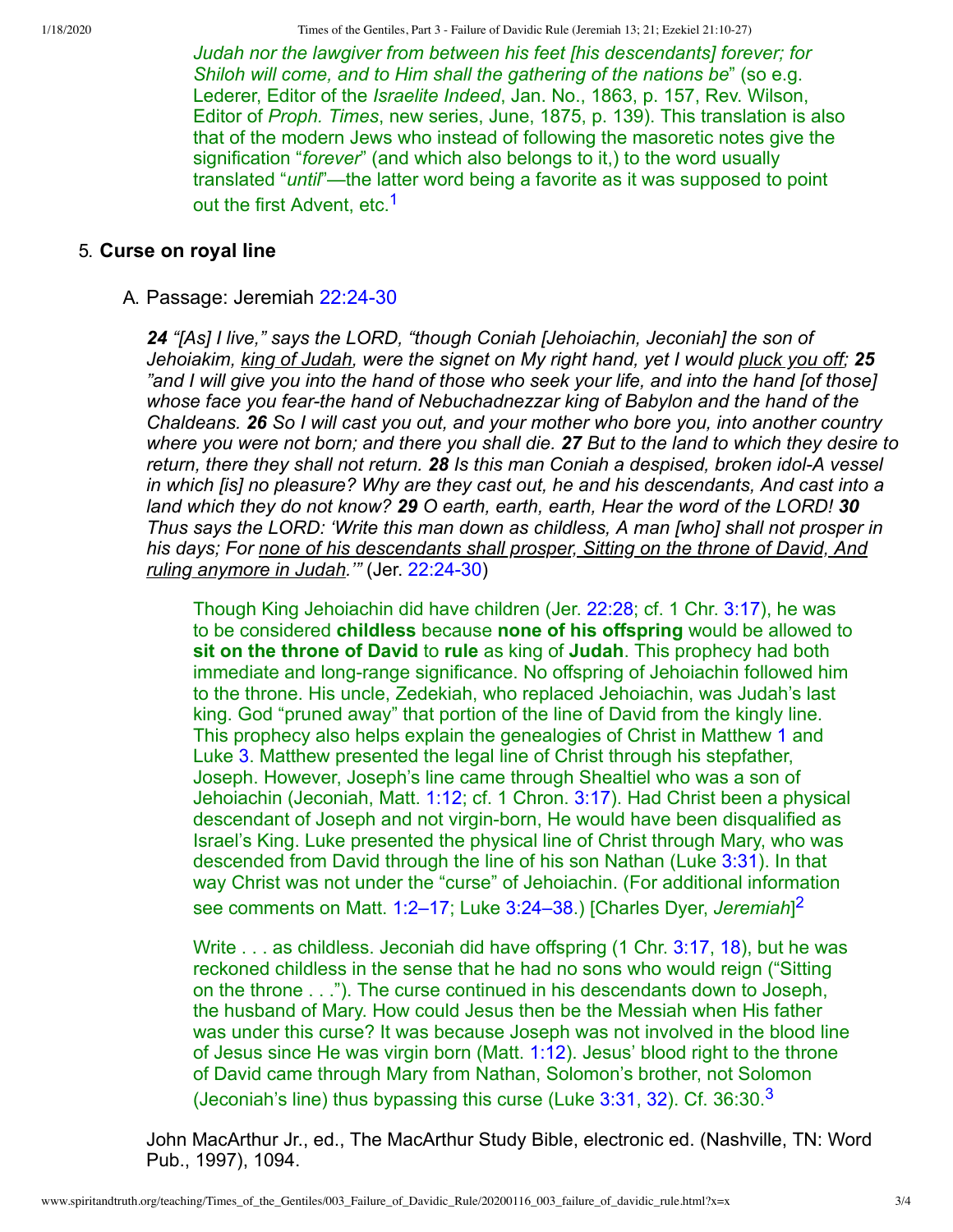*Judah nor the lawgiver from between his feet [his descendants] forever; for Shiloh will come, and to Him shall the gathering of the nations be*" (so e.g. Lederer, Editor of the *Israelite Indeed*, Jan. No., 1863, p. 157, Rev. Wilson, Editor of *Proph. Times*, new series, June, 1875, p. 139). This translation is also that of the modern Jews who instead of following the masoretic notes give the signification "*forever*" (and which also belongs to it,) to the word usually translated "*until*"—the latter word being a favorite as it was supposed to point out the first Advent, etc.[1]

5. **Curse on royal line**

   A. Passage: Jeremiah 22:24-30

***24*** *"[As] I live," says the LORD, "though Coniah [Jehoiachin, Jeconiah] the son of Jehoiakim, king of Judah, were the signet on My right hand, yet I would pluck you off;* ***25*** *"and I will give you into the hand of those who seek your life, and into the hand [of those] whose face you fear-the hand of Nebuchadnezzar king of Babylon and the hand of the Chaldeans.* ***26*** *So I will cast you out, and your mother who bore you, into another country where you were not born; and there you shall die.* ***27*** *But to the land to which they desire to return, there they shall not return.* ***28*** *Is this man Coniah a despised, broken idol-A vessel in which [is] no pleasure? Why are they cast out, he and his descendants, And cast into a land which they do not know?* ***29*** *O earth, earth, earth, Hear the word of the LORD!* ***30*** *Thus says the LORD: 'Write this man down as childless, A man [who] shall not prosper in his days; For none of his descendants shall prosper, Sitting on the throne of David, And ruling anymore in Judah.'"* (Jer. 22:24-30)

> Though King Jehoiachin did have children (Jer. 22:28; cf. 1 Chr. 3:17), he was to be considered **childless** because **none of his offspring** would be allowed to **sit on the throne of David** to **rule** as king of **Judah**. This prophecy had both immediate and long-range significance. No offspring of Jehoiachin followed him to the throne. His uncle, Zedekiah, who replaced Jehoiachin, was Judah's last king. God "pruned away" that portion of the line of David from the kingly line. This prophecy also helps explain the genealogies of Christ in Matthew 1 and Luke 3. Matthew presented the legal line of Christ through his stepfather, Joseph. However, Joseph's line came through Shealtiel who was a son of Jehoiachin (Jeconiah, Matt. 1:12; cf. 1 Chron. 3:17). Had Christ been a physical descendant of Joseph and not virgin-born, He would have been disqualified as Israel's King. Luke presented the physical line of Christ through Mary, who was descended from David through the line of his son Nathan (Luke 3:31). In that way Christ was not under the "curse" of Jehoiachin. (For additional information see comments on Matt. 1:2–17; Luke 3:24–38.) [Charles Dyer, *Jeremiah*][2]
>
> Write . . . as childless. Jeconiah did have offspring (1 Chr. 3:17, 18), but he was reckoned childless in the sense that he had no sons who would reign ("Sitting on the throne . . ."). The curse continued in his descendants down to Joseph, the husband of Mary. How could Jesus then be the Messiah when His father was under this curse? It was because Joseph was not involved in the blood line of Jesus since He was virgin born (Matt. 1:12). Jesus' blood right to the throne of David came through Mary from Nathan, Solomon's brother, not Solomon (Jeconiah's line) thus bypassing this curse (Luke 3:31, 32). Cf. 36:30.[3]

John MacArthur Jr., ed., The MacArthur Study Bible, electronic ed. (Nashville, TN: Word Pub., 1997), 1094.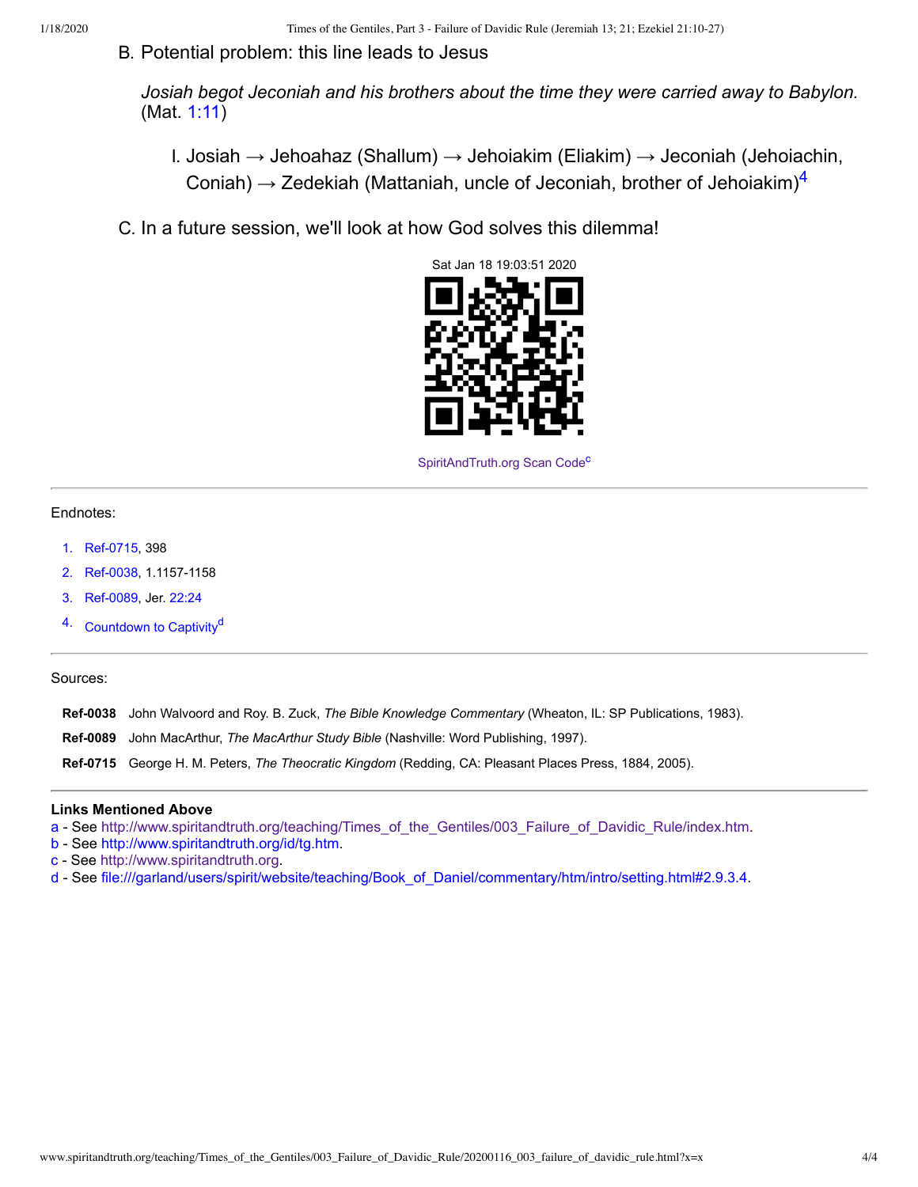B. Potential problem: this line leads to Jesus

*Josiah begot Jeconiah and his brothers about the time they were carried away to Babylon.* (Mat. 1:11)

I. Josiah → Jehoahaz (Shallum) → Jehoiakim (Eliakim) → Jeconiah (Jehoiachin, Coniah) → Zedekiah (Mattaniah, uncle of Jeconiah, brother of Jehoiakim)[4]

C. In a future session, we'll look at how God solves this dilemma!

Sat Jan 18 19:03:51 2020

SpiritAndTruth.org Scan Code[c]

---

Endnotes:

1. Ref-0715, 398
2. Ref-0038, 1.1157-1158
3. Ref-0089, Jer. 22:24
4. Countdown to Captivity[d]

---

Sources:

**Ref-0038** John Walvoord and Roy. B. Zuck, *The Bible Knowledge Commentary* (Wheaton, IL: SP Publications, 1983).

**Ref-0089** John MacArthur, *The MacArthur Study Bible* (Nashville: Word Publishing, 1997).

**Ref-0715** George H. M. Peters, *The Theocratic Kingdom* (Redding, CA: Pleasant Places Press, 1884, 2005).

---

**Links Mentioned Above**

a - See http://www.spiritandtruth.org/teaching/Times_of_the_Gentiles/003_Failure_of_Davidic_Rule/index.htm.
b - See http://www.spiritandtruth.org/id/tg.htm.
c - See http://www.spiritandtruth.org.
d - See file:///garland/users/spirit/website/teaching/Book_of_Daniel/commentary/htm/intro/setting.html#2.9.3.4.